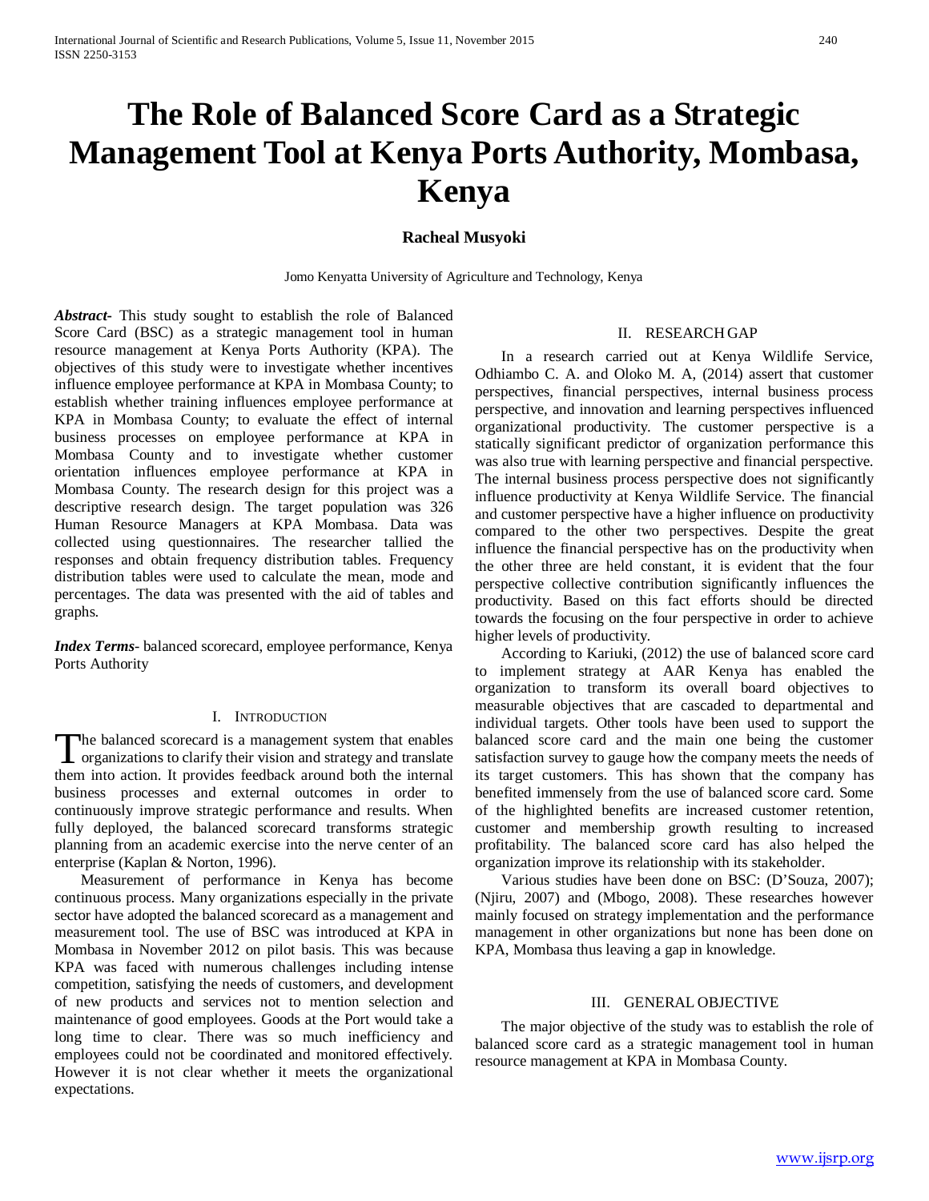# The Role of Balanced Score Card as a Strategic Management Tool at Kenya Ports Authority, Mombasa, Kenya

**Racheal Musyoki**

Jomo Kenyatta University of Agriculture and Technology, Kenya

***Abstract-*** This study sought to establish the role of Balanced Score Card (BSC) as a strategic management tool in human resource management at Kenya Ports Authority (KPA). The objectives of this study were to investigate whether incentives influence employee performance at KPA in Mombasa County; to establish whether training influences employee performance at KPA in Mombasa County; to evaluate the effect of internal business processes on employee performance at KPA in Mombasa County and to investigate whether customer orientation influences employee performance at KPA in Mombasa County. The research design for this project was a descriptive research design. The target population was 326 Human Resource Managers at KPA Mombasa. Data was collected using questionnaires. The researcher tallied the responses and obtain frequency distribution tables. Frequency distribution tables were used to calculate the mean, mode and percentages. The data was presented with the aid of tables and graphs.

***Index Terms*-** balanced scorecard, employee performance, Kenya Ports Authority

## I. Introduction

The balanced scorecard is a management system that enables organizations to clarify their vision and strategy and translate them into action. It provides feedback around both the internal business processes and external outcomes in order to continuously improve strategic performance and results. When fully deployed, the balanced scorecard transforms strategic planning from an academic exercise into the nerve center of an enterprise (Kaplan & Norton, 1996).

Measurement of performance in Kenya has become continuous process. Many organizations especially in the private sector have adopted the balanced scorecard as a management and measurement tool. The use of BSC was introduced at KPA in Mombasa in November 2012 on pilot basis. This was because KPA was faced with numerous challenges including intense competition, satisfying the needs of customers, and development of new products and services not to mention selection and maintenance of good employees. Goods at the Port would take a long time to clear. There was so much inefficiency and employees could not be coordinated and monitored effectively. However it is not clear whether it meets the organizational expectations.

## II. Research Gap

In a research carried out at Kenya Wildlife Service, Odhiambo C. A. and Oloko M. A, (2014) assert that customer perspectives, financial perspectives, internal business process perspective, and innovation and learning perspectives influenced organizational productivity. The customer perspective is a statically significant predictor of organization performance this was also true with learning perspective and financial perspective. The internal business process perspective does not significantly influence productivity at Kenya Wildlife Service. The financial and customer perspective have a higher influence on productivity compared to the other two perspectives. Despite the great influence the financial perspective has on the productivity when the other three are held constant, it is evident that the four perspective collective contribution significantly influences the productivity. Based on this fact efforts should be directed towards the focusing on the four perspective in order to achieve higher levels of productivity.

According to Kariuki, (2012) the use of balanced score card to implement strategy at AAR Kenya has enabled the organization to transform its overall board objectives to measurable objectives that are cascaded to departmental and individual targets. Other tools have been used to support the balanced score card and the main one being the customer satisfaction survey to gauge how the company meets the needs of its target customers. This has shown that the company has benefited immensely from the use of balanced score card. Some of the highlighted benefits are increased customer retention, customer and membership growth resulting to increased profitability. The balanced score card has also helped the organization improve its relationship with its stakeholder.

Various studies have been done on BSC: (D'Souza, 2007); (Njiru, 2007) and (Mbogo, 2008). These researches however mainly focused on strategy implementation and the performance management in other organizations but none has been done on KPA, Mombasa thus leaving a gap in knowledge.

## III. General Objective

The major objective of the study was to establish the role of balanced score card as a strategic management tool in human resource management at KPA in Mombasa County.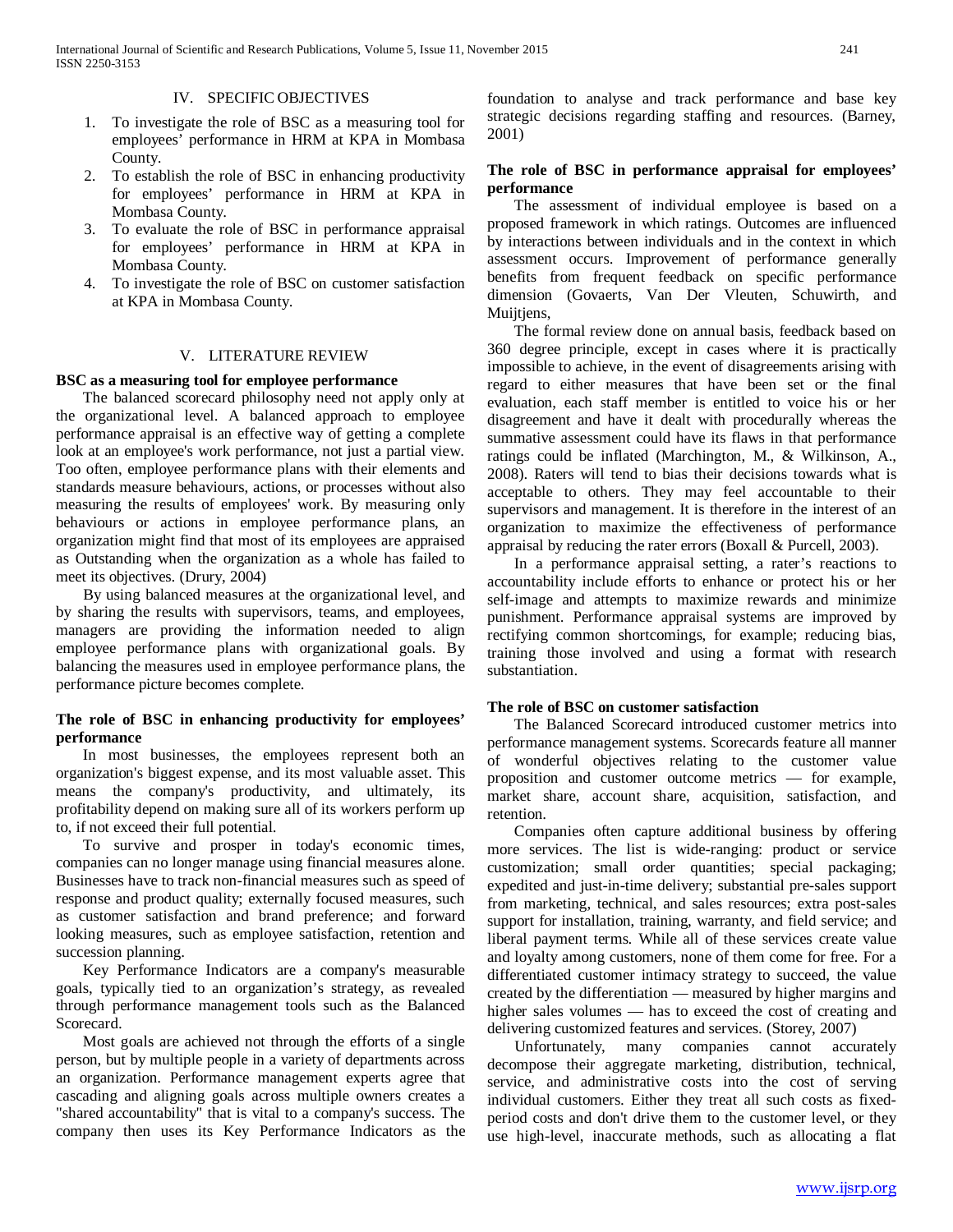## IV. SPECIFIC OBJECTIVES

1. To investigate the role of BSC as a measuring tool for employees' performance in HRM at KPA in Mombasa County.
2. To establish the role of BSC in enhancing productivity for employees' performance in HRM at KPA in Mombasa County.
3. To evaluate the role of BSC in performance appraisal for employees' performance in HRM at KPA in Mombasa County.
4. To investigate the role of BSC on customer satisfaction at KPA in Mombasa County.

## V. LITERATURE REVIEW

**BSC as a measuring tool for employee performance**

The balanced scorecard philosophy need not apply only at the organizational level. A balanced approach to employee performance appraisal is an effective way of getting a complete look at an employee's work performance, not just a partial view. Too often, employee performance plans with their elements and standards measure behaviours, actions, or processes without also measuring the results of employees' work. By measuring only behaviours or actions in employee performance plans, an organization might find that most of its employees are appraised as Outstanding when the organization as a whole has failed to meet its objectives. (Drury, 2004)

By using balanced measures at the organizational level, and by sharing the results with supervisors, teams, and employees, managers are providing the information needed to align employee performance plans with organizational goals. By balancing the measures used in employee performance plans, the performance picture becomes complete.

**The role of BSC in enhancing productivity for employees' performance**

In most businesses, the employees represent both an organization's biggest expense, and its most valuable asset. This means the company's productivity, and ultimately, its profitability depend on making sure all of its workers perform up to, if not exceed their full potential.

To survive and prosper in today's economic times, companies can no longer manage using financial measures alone. Businesses have to track non-financial measures such as speed of response and product quality; externally focused measures, such as customer satisfaction and brand preference; and forward looking measures, such as employee satisfaction, retention and succession planning.

Key Performance Indicators are a company's measurable goals, typically tied to an organization's strategy, as revealed through performance management tools such as the Balanced Scorecard.

Most goals are achieved not through the efforts of a single person, but by multiple people in a variety of departments across an organization. Performance management experts agree that cascading and aligning goals across multiple owners creates a "shared accountability" that is vital to a company's success. The company then uses its Key Performance Indicators as the foundation to analyse and track performance and base key strategic decisions regarding staffing and resources. (Barney, 2001)

**The role of BSC in performance appraisal for employees' performance**

The assessment of individual employee is based on a proposed framework in which ratings. Outcomes are influenced by interactions between individuals and in the context in which assessment occurs. Improvement of performance generally benefits from frequent feedback on specific performance dimension (Govaerts, Van Der Vleuten, Schuwirth, and Muijtjens,

The formal review done on annual basis, feedback based on 360 degree principle, except in cases where it is practically impossible to achieve, in the event of disagreements arising with regard to either measures that have been set or the final evaluation, each staff member is entitled to voice his or her disagreement and have it dealt with procedurally whereas the summative assessment could have its flaws in that performance ratings could be inflated (Marchington, M., & Wilkinson, A., 2008). Raters will tend to bias their decisions towards what is acceptable to others. They may feel accountable to their supervisors and management. It is therefore in the interest of an organization to maximize the effectiveness of performance appraisal by reducing the rater errors (Boxall & Purcell, 2003).

In a performance appraisal setting, a rater's reactions to accountability include efforts to enhance or protect his or her self-image and attempts to maximize rewards and minimize punishment. Performance appraisal systems are improved by rectifying common shortcomings, for example; reducing bias, training those involved and using a format with research substantiation.

**The role of BSC on customer satisfaction**

The Balanced Scorecard introduced customer metrics into performance management systems. Scorecards feature all manner of wonderful objectives relating to the customer value proposition and customer outcome metrics — for example, market share, account share, acquisition, satisfaction, and retention.

Companies often capture additional business by offering more services. The list is wide-ranging: product or service customization; small order quantities; special packaging; expedited and just-in-time delivery; substantial pre-sales support from marketing, technical, and sales resources; extra post-sales support for installation, training, warranty, and field service; and liberal payment terms. While all of these services create value and loyalty among customers, none of them come for free. For a differentiated customer intimacy strategy to succeed, the value created by the differentiation — measured by higher margins and higher sales volumes — has to exceed the cost of creating and delivering customized features and services. (Storey, 2007)

Unfortunately, many companies cannot accurately decompose their aggregate marketing, distribution, technical, service, and administrative costs into the cost of serving individual customers. Either they treat all such costs as fixed-period costs and don't drive them to the customer level, or they use high-level, inaccurate methods, such as allocating a flat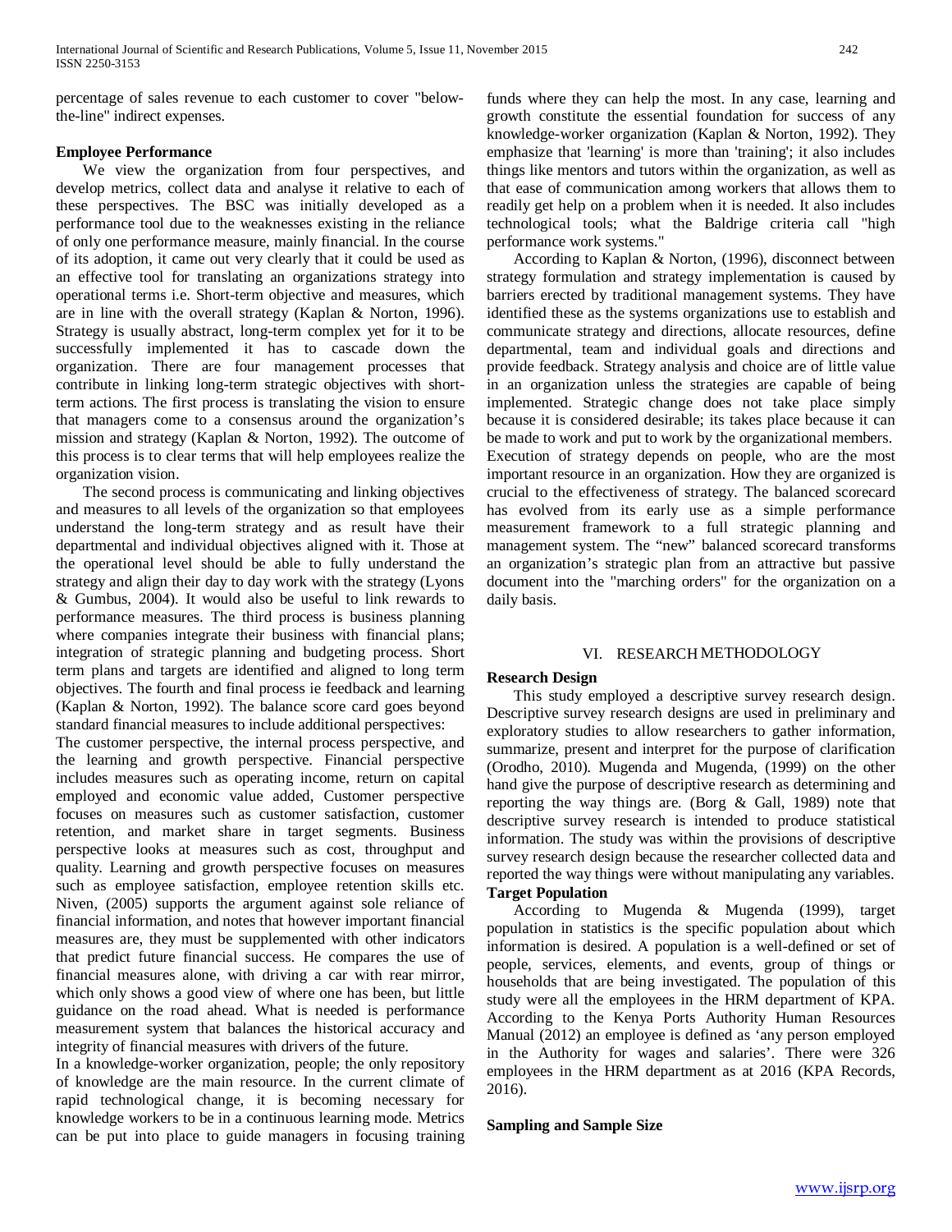percentage of sales revenue to each customer to cover "below-the-line" indirect expenses.

**Employee Performance**

We view the organization from four perspectives, and develop metrics, collect data and analyse it relative to each of these perspectives. The BSC was initially developed as a performance tool due to the weaknesses existing in the reliance of only one performance measure, mainly financial. In the course of its adoption, it came out very clearly that it could be used as an effective tool for translating an organizations strategy into operational terms i.e. Short-term objective and measures, which are in line with the overall strategy (Kaplan & Norton, 1996). Strategy is usually abstract, long-term complex yet for it to be successfully implemented it has to cascade down the organization. There are four management processes that contribute in linking long-term strategic objectives with short-term actions. The first process is translating the vision to ensure that managers come to a consensus around the organization's mission and strategy (Kaplan & Norton, 1992). The outcome of this process is to clear terms that will help employees realize the organization vision.

The second process is communicating and linking objectives and measures to all levels of the organization so that employees understand the long-term strategy and as result have their departmental and individual objectives aligned with it. Those at the operational level should be able to fully understand the strategy and align their day to day work with the strategy (Lyons & Gumbus, 2004). It would also be useful to link rewards to performance measures. The third process is business planning where companies integrate their business with financial plans; integration of strategic planning and budgeting process. Short term plans and targets are identified and aligned to long term objectives. The fourth and final process ie feedback and learning (Kaplan & Norton, 1992). The balance score card goes beyond standard financial measures to include additional perspectives:

The customer perspective, the internal process perspective, and the learning and growth perspective. Financial perspective includes measures such as operating income, return on capital employed and economic value added, Customer perspective focuses on measures such as customer satisfaction, customer retention, and market share in target segments. Business perspective looks at measures such as cost, throughput and quality. Learning and growth perspective focuses on measures such as employee satisfaction, employee retention skills etc. Niven, (2005) supports the argument against sole reliance of financial information, and notes that however important financial measures are, they must be supplemented with other indicators that predict future financial success. He compares the use of financial measures alone, with driving a car with rear mirror, which only shows a good view of where one has been, but little guidance on the road ahead. What is needed is performance measurement system that balances the historical accuracy and integrity of financial measures with drivers of the future.

In a knowledge-worker organization, people; the only repository of knowledge are the main resource. In the current climate of rapid technological change, it is becoming necessary for knowledge workers to be in a continuous learning mode. Metrics can be put into place to guide managers in focusing training funds where they can help the most. In any case, learning and growth constitute the essential foundation for success of any knowledge-worker organization (Kaplan & Norton, 1992). They emphasize that 'learning' is more than 'training'; it also includes things like mentors and tutors within the organization, as well as that ease of communication among workers that allows them to readily get help on a problem when it is needed. It also includes technological tools; what the Baldrige criteria call "high performance work systems."

According to Kaplan & Norton, (1996), disconnect between strategy formulation and strategy implementation is caused by barriers erected by traditional management systems. They have identified these as the systems organizations use to establish and communicate strategy and directions, allocate resources, define departmental, team and individual goals and directions and provide feedback. Strategy analysis and choice are of little value in an organization unless the strategies are capable of being implemented. Strategic change does not take place simply because it is considered desirable; its takes place because it can be made to work and put to work by the organizational members. Execution of strategy depends on people, who are the most important resource in an organization. How they are organized is crucial to the effectiveness of strategy. The balanced scorecard has evolved from its early use as a simple performance measurement framework to a full strategic planning and management system. The "new" balanced scorecard transforms an organization's strategic plan from an attractive but passive document into the "marching orders" for the organization on a daily basis.

## VI. RESEARCH METHODOLOGY

**Research Design**

This study employed a descriptive survey research design. Descriptive survey research designs are used in preliminary and exploratory studies to allow researchers to gather information, summarize, present and interpret for the purpose of clarification (Orodho, 2010). Mugenda and Mugenda, (1999) on the other hand give the purpose of descriptive research as determining and reporting the way things are. (Borg & Gall, 1989) note that descriptive survey research is intended to produce statistical information. The study was within the provisions of descriptive survey research design because the researcher collected data and reported the way things were without manipulating any variables.

**Target Population**

According to Mugenda & Mugenda (1999), target population in statistics is the specific population about which information is desired. A population is a well-defined or set of people, services, elements, and events, group of things or households that are being investigated. The population of this study were all the employees in the HRM department of KPA. According to the Kenya Ports Authority Human Resources Manual (2012) an employee is defined as 'any person employed in the Authority for wages and salaries'. There were 326 employees in the HRM department as at 2016 (KPA Records, 2016).

**Sampling and Sample Size**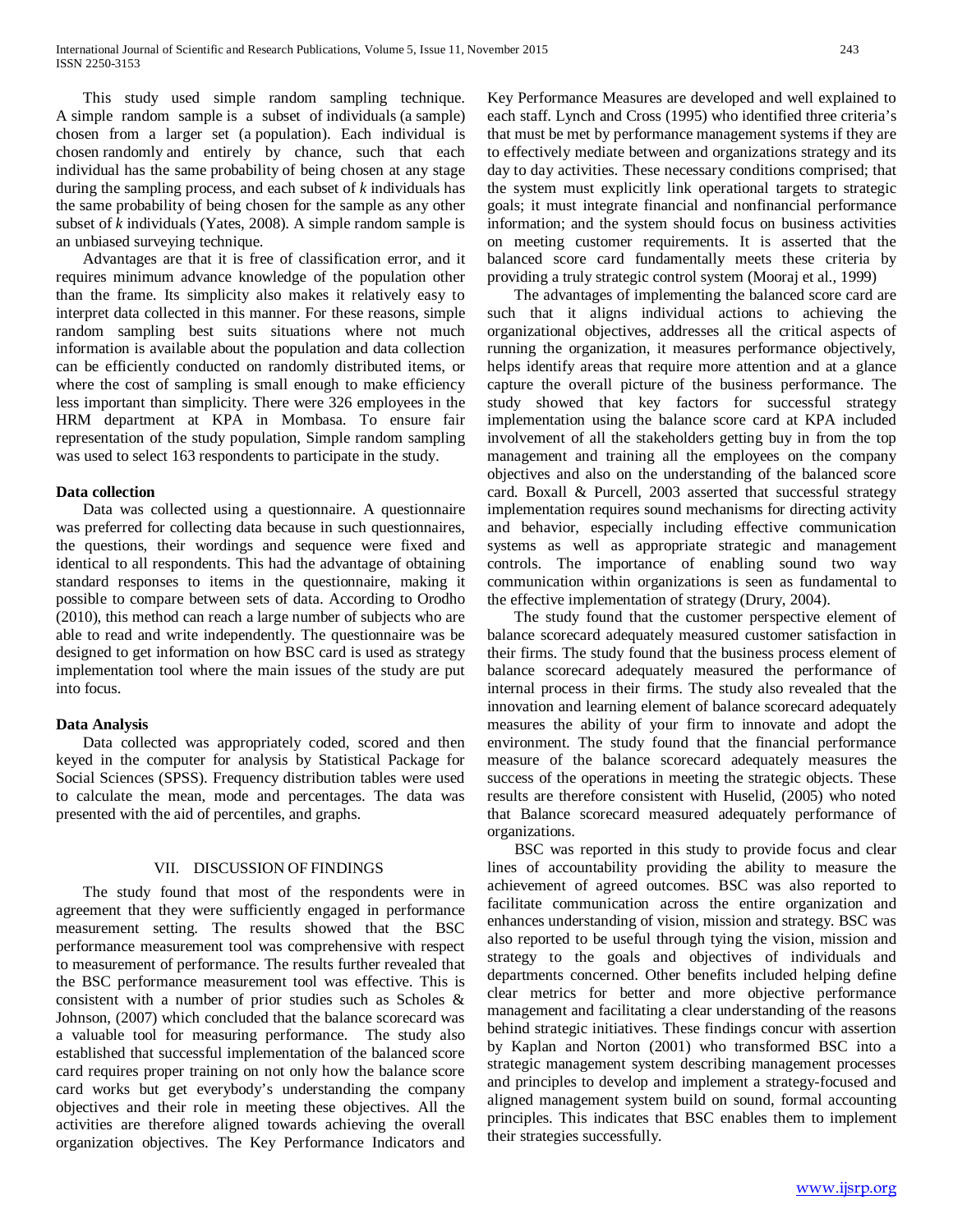This study used simple random sampling technique. A simple random sample is a subset of individuals (a sample) chosen from a larger set (a population). Each individual is chosen randomly and entirely by chance, such that each individual has the same probability of being chosen at any stage during the sampling process, and each subset of *k* individuals has the same probability of being chosen for the sample as any other subset of *k* individuals (Yates, 2008). A simple random sample is an unbiased surveying technique.

Advantages are that it is free of classification error, and it requires minimum advance knowledge of the population other than the frame. Its simplicity also makes it relatively easy to interpret data collected in this manner. For these reasons, simple random sampling best suits situations where not much information is available about the population and data collection can be efficiently conducted on randomly distributed items, or where the cost of sampling is small enough to make efficiency less important than simplicity. There were 326 employees in the HRM department at KPA in Mombasa. To ensure fair representation of the study population, Simple random sampling was used to select 163 respondents to participate in the study.

**Data collection**

Data was collected using a questionnaire. A questionnaire was preferred for collecting data because in such questionnaires, the questions, their wordings and sequence were fixed and identical to all respondents. This had the advantage of obtaining standard responses to items in the questionnaire, making it possible to compare between sets of data. According to Orodho (2010), this method can reach a large number of subjects who are able to read and write independently. The questionnaire was be designed to get information on how BSC card is used as strategy implementation tool where the main issues of the study are put into focus.

**Data Analysis**

Data collected was appropriately coded, scored and then keyed in the computer for analysis by Statistical Package for Social Sciences (SPSS). Frequency distribution tables were used to calculate the mean, mode and percentages. The data was presented with the aid of percentiles, and graphs.

## VII. DISCUSSION OF FINDINGS

The study found that most of the respondents were in agreement that they were sufficiently engaged in performance measurement setting. The results showed that the BSC performance measurement tool was comprehensive with respect to measurement of performance. The results further revealed that the BSC performance measurement tool was effective. This is consistent with a number of prior studies such as Scholes & Johnson, (2007) which concluded that the balance scorecard was a valuable tool for measuring performance. The study also established that successful implementation of the balanced score card requires proper training on not only how the balance score card works but get everybody's understanding the company objectives and their role in meeting these objectives. All the activities are therefore aligned towards achieving the overall organization objectives. The Key Performance Indicators and Key Performance Measures are developed and well explained to each staff. Lynch and Cross (1995) who identified three criteria's that must be met by performance management systems if they are to effectively mediate between and organizations strategy and its day to day activities. These necessary conditions comprised; that the system must explicitly link operational targets to strategic goals; it must integrate financial and nonfinancial performance information; and the system should focus on business activities on meeting customer requirements. It is asserted that the balanced score card fundamentally meets these criteria by providing a truly strategic control system (Mooraj et al., 1999)

The advantages of implementing the balanced score card are such that it aligns individual actions to achieving the organizational objectives, addresses all the critical aspects of running the organization, it measures performance objectively, helps identify areas that require more attention and at a glance capture the overall picture of the business performance. The study showed that key factors for successful strategy implementation using the balance score card at KPA included involvement of all the stakeholders getting buy in from the top management and training all the employees on the company objectives and also on the understanding of the balanced score card. Boxall & Purcell, 2003 asserted that successful strategy implementation requires sound mechanisms for directing activity and behavior, especially including effective communication systems as well as appropriate strategic and management controls. The importance of enabling sound two way communication within organizations is seen as fundamental to the effective implementation of strategy (Drury, 2004).

The study found that the customer perspective element of balance scorecard adequately measured customer satisfaction in their firms. The study found that the business process element of balance scorecard adequately measured the performance of internal process in their firms. The study also revealed that the innovation and learning element of balance scorecard adequately measures the ability of your firm to innovate and adopt the environment. The study found that the financial performance measure of the balance scorecard adequately measures the success of the operations in meeting the strategic objects. These results are therefore consistent with Huselid, (2005) who noted that Balance scorecard measured adequately performance of organizations.

BSC was reported in this study to provide focus and clear lines of accountability providing the ability to measure the achievement of agreed outcomes. BSC was also reported to facilitate communication across the entire organization and enhances understanding of vision, mission and strategy. BSC was also reported to be useful through tying the vision, mission and strategy to the goals and objectives of individuals and departments concerned. Other benefits included helping define clear metrics for better and more objective performance management and facilitating a clear understanding of the reasons behind strategic initiatives. These findings concur with assertion by Kaplan and Norton (2001) who transformed BSC into a strategic management system describing management processes and principles to develop and implement a strategy-focused and aligned management system build on sound, formal accounting principles. This indicates that BSC enables them to implement their strategies successfully.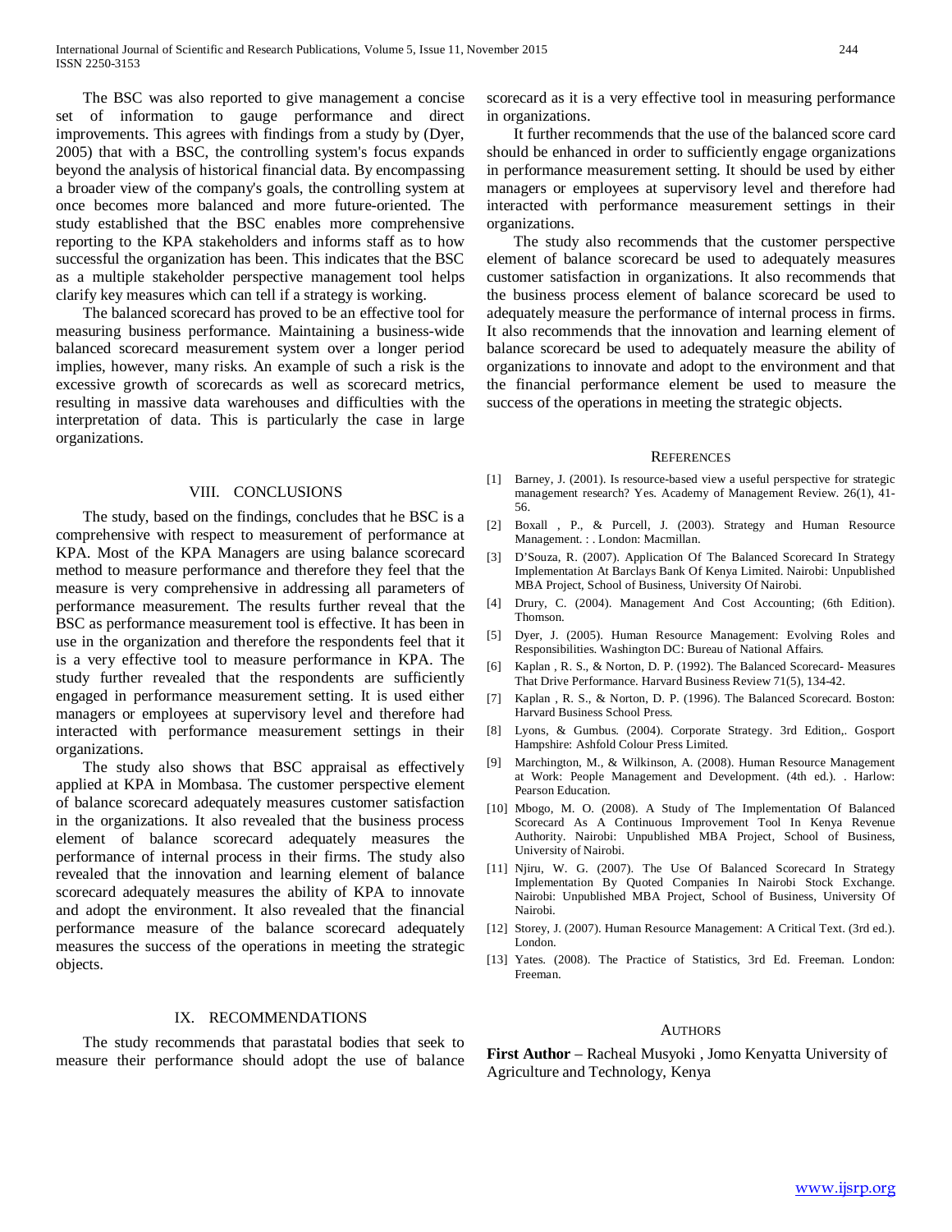The BSC was also reported to give management a concise set of information to gauge performance and direct improvements. This agrees with findings from a study by (Dyer, 2005) that with a BSC, the controlling system's focus expands beyond the analysis of historical financial data. By encompassing a broader view of the company's goals, the controlling system at once becomes more balanced and more future-oriented. The study established that the BSC enables more comprehensive reporting to the KPA stakeholders and informs staff as to how successful the organization has been. This indicates that the BSC as a multiple stakeholder perspective management tool helps clarify key measures which can tell if a strategy is working.

The balanced scorecard has proved to be an effective tool for measuring business performance. Maintaining a business-wide balanced scorecard measurement system over a longer period implies, however, many risks. An example of such a risk is the excessive growth of scorecards as well as scorecard metrics, resulting in massive data warehouses and difficulties with the interpretation of data. This is particularly the case in large organizations.

## VIII. CONCLUSIONS

The study, based on the findings, concludes that he BSC is a comprehensive with respect to measurement of performance at KPA. Most of the KPA Managers are using balance scorecard method to measure performance and therefore they feel that the measure is very comprehensive in addressing all parameters of performance measurement. The results further reveal that the BSC as performance measurement tool is effective. It has been in use in the organization and therefore the respondents feel that it is a very effective tool to measure performance in KPA. The study further revealed that the respondents are sufficiently engaged in performance measurement setting. It is used either managers or employees at supervisory level and therefore had interacted with performance measurement settings in their organizations.

The study also shows that BSC appraisal as effectively applied at KPA in Mombasa. The customer perspective element of balance scorecard adequately measures customer satisfaction in the organizations. It also revealed that the business process element of balance scorecard adequately measures the performance of internal process in their firms. The study also revealed that the innovation and learning element of balance scorecard adequately measures the ability of KPA to innovate and adopt the environment. It also revealed that the financial performance measure of the balance scorecard adequately measures the success of the operations in meeting the strategic objects.

## IX. RECOMMENDATIONS

The study recommends that parastatal bodies that seek to measure their performance should adopt the use of balance scorecard as it is a very effective tool in measuring performance in organizations.

It further recommends that the use of the balanced score card should be enhanced in order to sufficiently engage organizations in performance measurement setting. It should be used by either managers or employees at supervisory level and therefore had interacted with performance measurement settings in their organizations.

The study also recommends that the customer perspective element of balance scorecard be used to adequately measures customer satisfaction in organizations. It also recommends that the business process element of balance scorecard be used to adequately measure the performance of internal process in firms. It also recommends that the innovation and learning element of balance scorecard be used to adequately measure the ability of organizations to innovate and adopt to the environment and that the financial performance element be used to measure the success of the operations in meeting the strategic objects.

## REFERENCES

[1] Barney, J. (2001). Is resource-based view a useful perspective for strategic management research? Yes. Academy of Management Review. 26(1), 41-56.

[2] Boxall , P., & Purcell, J. (2003). Strategy and Human Resource Management. : . London: Macmillan.

[3] D'Souza, R. (2007). Application Of The Balanced Scorecard In Strategy Implementation At Barclays Bank Of Kenya Limited. Nairobi: Unpublished MBA Project, School of Business, University Of Nairobi.

[4] Drury, C. (2004). Management And Cost Accounting; (6th Edition). Thomson.

[5] Dyer, J. (2005). Human Resource Management: Evolving Roles and Responsibilities. Washington DC: Bureau of National Affairs.

[6] Kaplan , R. S., & Norton, D. P. (1992). The Balanced Scorecard- Measures That Drive Performance. Harvard Business Review 71(5), 134-42.

[7] Kaplan , R. S., & Norton, D. P. (1996). The Balanced Scorecard. Boston: Harvard Business School Press.

[8] Lyons, & Gumbus. (2004). Corporate Strategy. 3rd Edition,. Gosport Hampshire: Ashfold Colour Press Limited.

[9] Marchington, M., & Wilkinson, A. (2008). Human Resource Management at Work: People Management and Development. (4th ed.). . Harlow: Pearson Education.

[10] Mbogo, M. O. (2008). A Study of The Implementation Of Balanced Scorecard As A Continuous Improvement Tool In Kenya Revenue Authority. Nairobi: Unpublished MBA Project, School of Business, University of Nairobi.

[11] Njiru, W. G. (2007). The Use Of Balanced Scorecard In Strategy Implementation By Quoted Companies In Nairobi Stock Exchange. Nairobi: Unpublished MBA Project, School of Business, University Of Nairobi.

[12] Storey, J. (2007). Human Resource Management: A Critical Text. (3rd ed.). London.

[13] Yates. (2008). The Practice of Statistics, 3rd Ed. Freeman. London: Freeman.

## AUTHORS

**First Author** – Racheal Musyoki , Jomo Kenyatta University of Agriculture and Technology, Kenya